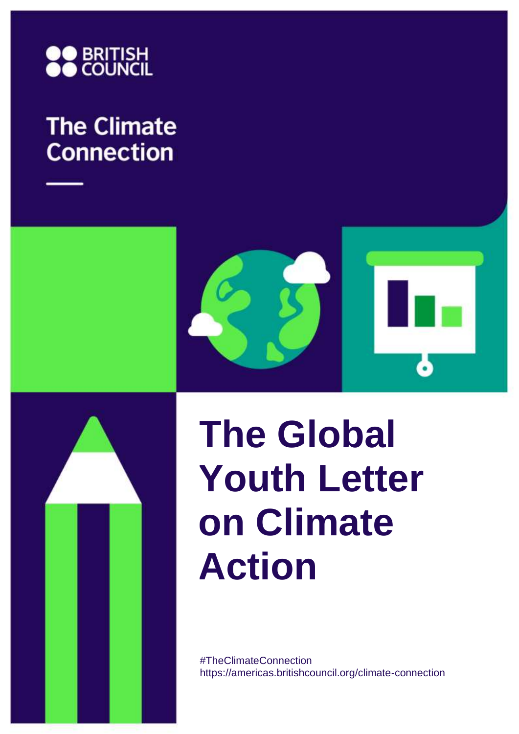BRITISH COUNCIL

The Climate Connection

# The Global Youth Letter on Climate Action

#TheClimateConnection
https://americas.britishcouncil.org/climate-connection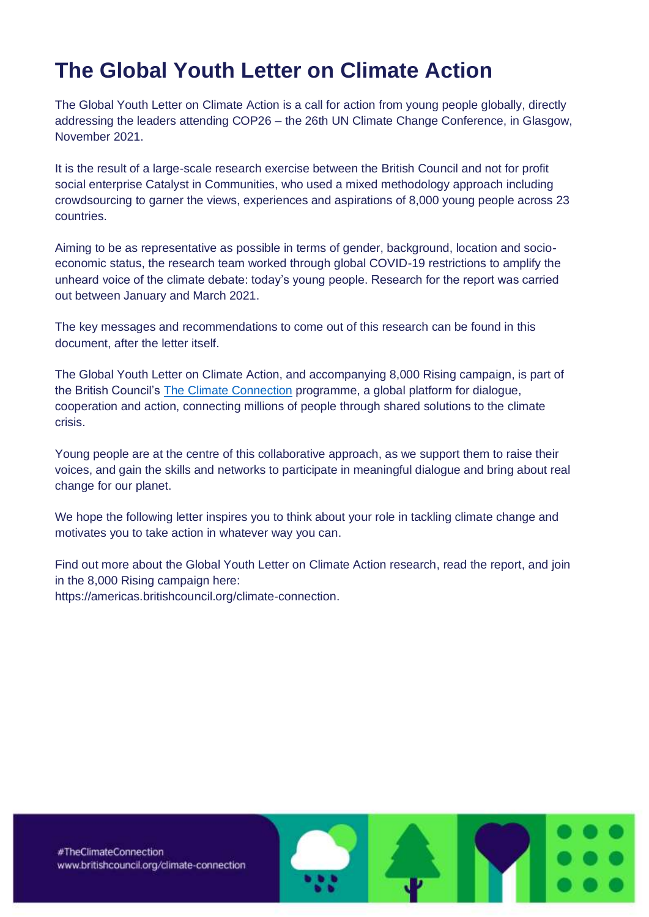# The Global Youth Letter on Climate Action

The Global Youth Letter on Climate Action is a call for action from young people globally, directly addressing the leaders attending COP26 – the 26th UN Climate Change Conference, in Glasgow, November 2021.

It is the result of a large-scale research exercise between the British Council and not for profit social enterprise Catalyst in Communities, who used a mixed methodology approach including crowdsourcing to garner the views, experiences and aspirations of 8,000 young people across 23 countries.

Aiming to be as representative as possible in terms of gender, background, location and socio-economic status, the research team worked through global COVID-19 restrictions to amplify the unheard voice of the climate debate: today's young people. Research for the report was carried out between January and March 2021.

The key messages and recommendations to come out of this research can be found in this document, after the letter itself.

The Global Youth Letter on Climate Action, and accompanying 8,000 Rising campaign, is part of the British Council's The Climate Connection programme, a global platform for dialogue, cooperation and action, connecting millions of people through shared solutions to the climate crisis.

Young people are at the centre of this collaborative approach, as we support them to raise their voices, and gain the skills and networks to participate in meaningful dialogue and bring about real change for our planet.

We hope the following letter inspires you to think about your role in tackling climate change and motivates you to take action in whatever way you can.

Find out more about the Global Youth Letter on Climate Action research, read the report, and join in the 8,000 Rising campaign here:
https://americas.britishcouncil.org/climate-connection.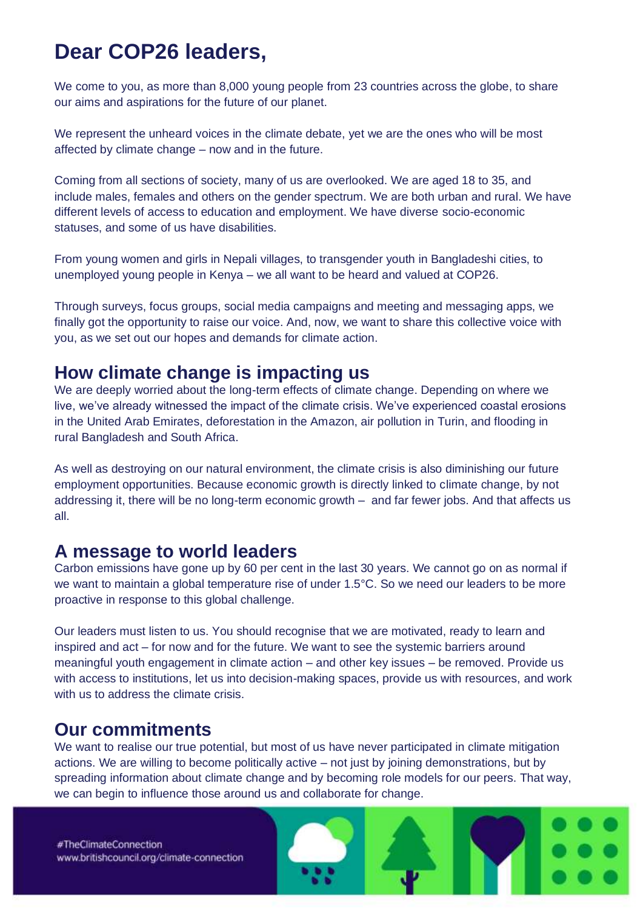# Dear COP26 leaders,

We come to you, as more than 8,000 young people from 23 countries across the globe, to share our aims and aspirations for the future of our planet.

We represent the unheard voices in the climate debate, yet we are the ones who will be most affected by climate change – now and in the future.

Coming from all sections of society, many of us are overlooked. We are aged 18 to 35, and include males, females and others on the gender spectrum. We are both urban and rural. We have different levels of access to education and employment. We have diverse socio-economic statuses, and some of us have disabilities.

From young women and girls in Nepali villages, to transgender youth in Bangladeshi cities, to unemployed young people in Kenya – we all want to be heard and valued at COP26.

Through surveys, focus groups, social media campaigns and meeting and messaging apps, we finally got the opportunity to raise our voice. And, now, we want to share this collective voice with you, as we set out our hopes and demands for climate action.

## How climate change is impacting us

We are deeply worried about the long-term effects of climate change. Depending on where we live, we've already witnessed the impact of the climate crisis. We've experienced coastal erosions in the United Arab Emirates, deforestation in the Amazon, air pollution in Turin, and flooding in rural Bangladesh and South Africa.

As well as destroying on our natural environment, the climate crisis is also diminishing our future employment opportunities. Because economic growth is directly linked to climate change, by not addressing it, there will be no long-term economic growth – and far fewer jobs. And that affects us all.

## A message to world leaders

Carbon emissions have gone up by 60 per cent in the last 30 years. We cannot go on as normal if we want to maintain a global temperature rise of under 1.5°C. So we need our leaders to be more proactive in response to this global challenge.

Our leaders must listen to us. You should recognise that we are motivated, ready to learn and inspired and act – for now and for the future. We want to see the systemic barriers around meaningful youth engagement in climate action – and other key issues – be removed. Provide us with access to institutions, let us into decision-making spaces, provide us with resources, and work with us to address the climate crisis.

## Our commitments

We want to realise our true potential, but most of us have never participated in climate mitigation actions. We are willing to become politically active – not just by joining demonstrations, but by spreading information about climate change and by becoming role models for our peers. That way, we can begin to influence those around us and collaborate for change.

#TheClimateConnection
www.britishcouncil.org/climate-connection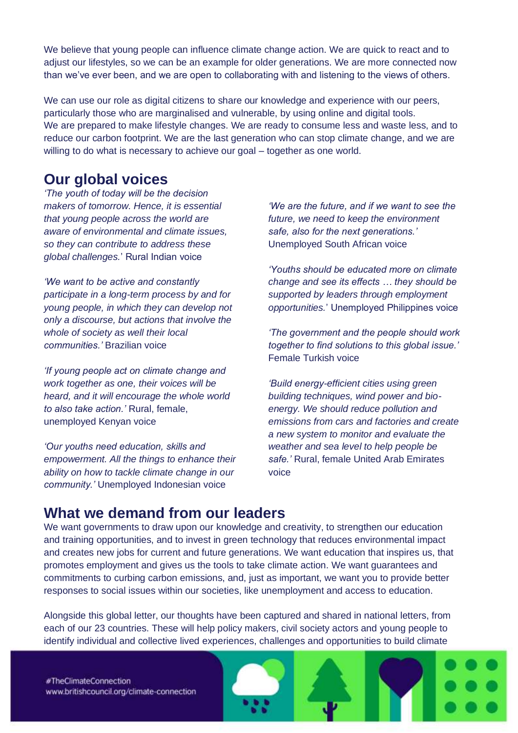We believe that young people can influence climate change action. We are quick to react and to adjust our lifestyles, so we can be an example for older generations. We are more connected now than we've ever been, and we are open to collaborating with and listening to the views of others.

We can use our role as digital citizens to share our knowledge and experience with our peers, particularly those who are marginalised and vulnerable, by using online and digital tools. We are prepared to make lifestyle changes. We are ready to consume less and waste less, and to reduce our carbon footprint. We are the last generation who can stop climate change, and we are willing to do what is necessary to achieve our goal – together as one world.

## Our global voices

*'The youth of today will be the decision makers of tomorrow. Hence, it is essential that young people across the world are aware of environmental and climate issues, so they can contribute to address these global challenges.'* Rural Indian voice

*'We want to be active and constantly participate in a long-term process by and for young people, in which they can develop not only a discourse, but actions that involve the whole of society as well their local communities.'* Brazilian voice

*'If young people act on climate change and work together as one, their voices will be heard, and it will encourage the whole world to also take action.'* Rural, female, unemployed Kenyan voice

*'Our youths need education, skills and empowerment. All the things to enhance their ability on how to tackle climate change in our community.'* Unemployed Indonesian voice

*'We are the future, and if we want to see the future, we need to keep the environment safe, also for the next generations.'* Unemployed South African voice

*'Youths should be educated more on climate change and see its effects … they should be supported by leaders through employment opportunities.'* Unemployed Philippines voice

*'The government and the people should work together to find solutions to this global issue.'* Female Turkish voice

*'Build energy-efficient cities using green building techniques, wind power and bio-energy. We should reduce pollution and emissions from cars and factories and create a new system to monitor and evaluate the weather and sea level to help people be safe.'* Rural, female United Arab Emirates voice

## What we demand from our leaders

We want governments to draw upon our knowledge and creativity, to strengthen our education and training opportunities, and to invest in green technology that reduces environmental impact and creates new jobs for current and future generations. We want education that inspires us, that promotes employment and gives us the tools to take climate action. We want guarantees and commitments to curbing carbon emissions, and, just as important, we want you to provide better responses to social issues within our societies, like unemployment and access to education.

Alongside this global letter, our thoughts have been captured and shared in national letters, from each of our 23 countries. These will help policy makers, civil society actors and young people to identify individual and collective lived experiences, challenges and opportunities to build climate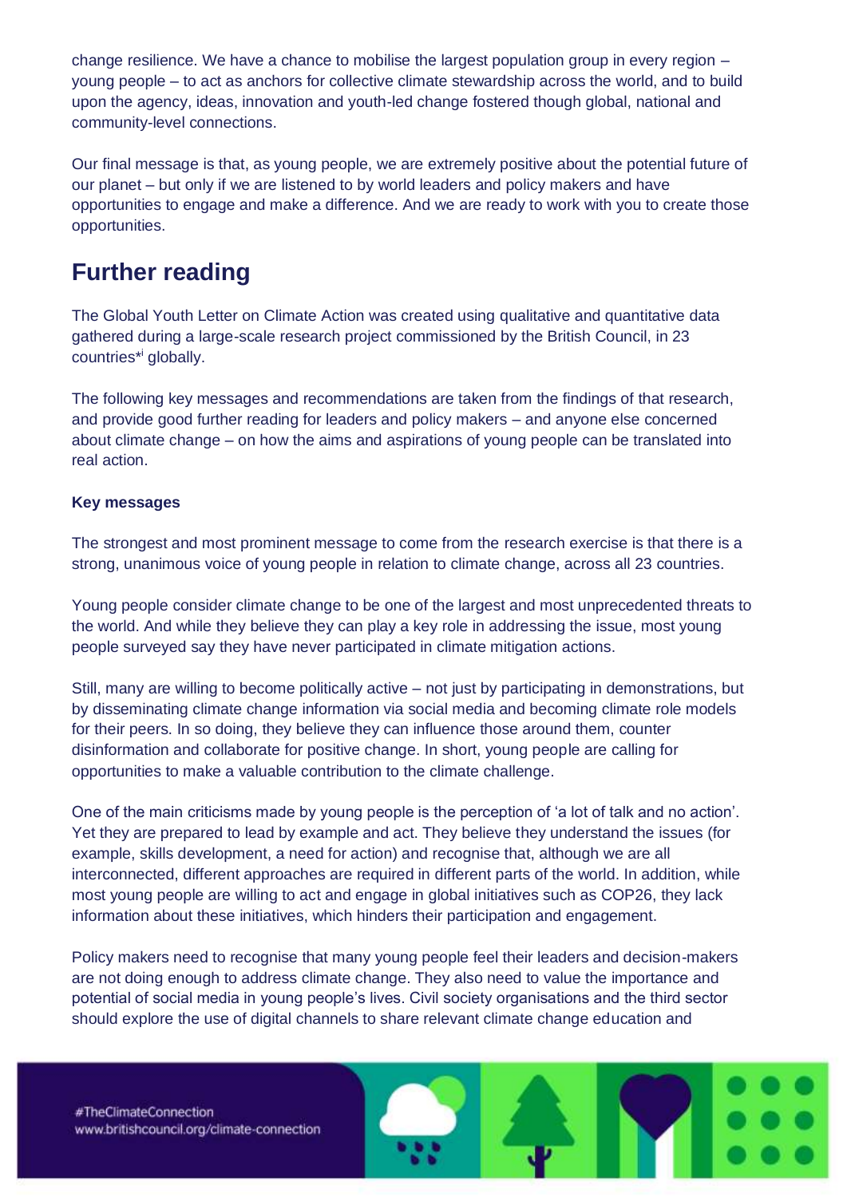change resilience. We have a chance to mobilise the largest population group in every region – young people – to act as anchors for collective climate stewardship across the world, and to build upon the agency, ideas, innovation and youth-led change fostered though global, national and community-level connections.

Our final message is that, as young people, we are extremely positive about the potential future of our planet – but only if we are listened to by world leaders and policy makers and have opportunities to engage and make a difference. And we are ready to work with you to create those opportunities.

## Further reading

The Global Youth Letter on Climate Action was created using qualitative and quantitative data gathered during a large-scale research project commissioned by the British Council, in 23 countries*[i] globally.

The following key messages and recommendations are taken from the findings of that research, and provide good further reading for leaders and policy makers – and anyone else concerned about climate change – on how the aims and aspirations of young people can be translated into real action.

**Key messages**

The strongest and most prominent message to come from the research exercise is that there is a strong, unanimous voice of young people in relation to climate change, across all 23 countries.

Young people consider climate change to be one of the largest and most unprecedented threats to the world. And while they believe they can play a key role in addressing the issue, most young people surveyed say they have never participated in climate mitigation actions.

Still, many are willing to become politically active – not just by participating in demonstrations, but by disseminating climate change information via social media and becoming climate role models for their peers. In so doing, they believe they can influence those around them, counter disinformation and collaborate for positive change. In short, young people are calling for opportunities to make a valuable contribution to the climate challenge.

One of the main criticisms made by young people is the perception of 'a lot of talk and no action'. Yet they are prepared to lead by example and act. They believe they understand the issues (for example, skills development, a need for action) and recognise that, although we are all interconnected, different approaches are required in different parts of the world. In addition, while most young people are willing to act and engage in global initiatives such as COP26, they lack information about these initiatives, which hinders their participation and engagement.

Policy makers need to recognise that many young people feel their leaders and decision-makers are not doing enough to address climate change. They also need to value the importance and potential of social media in young people's lives. Civil society organisations and the third sector should explore the use of digital channels to share relevant climate change education and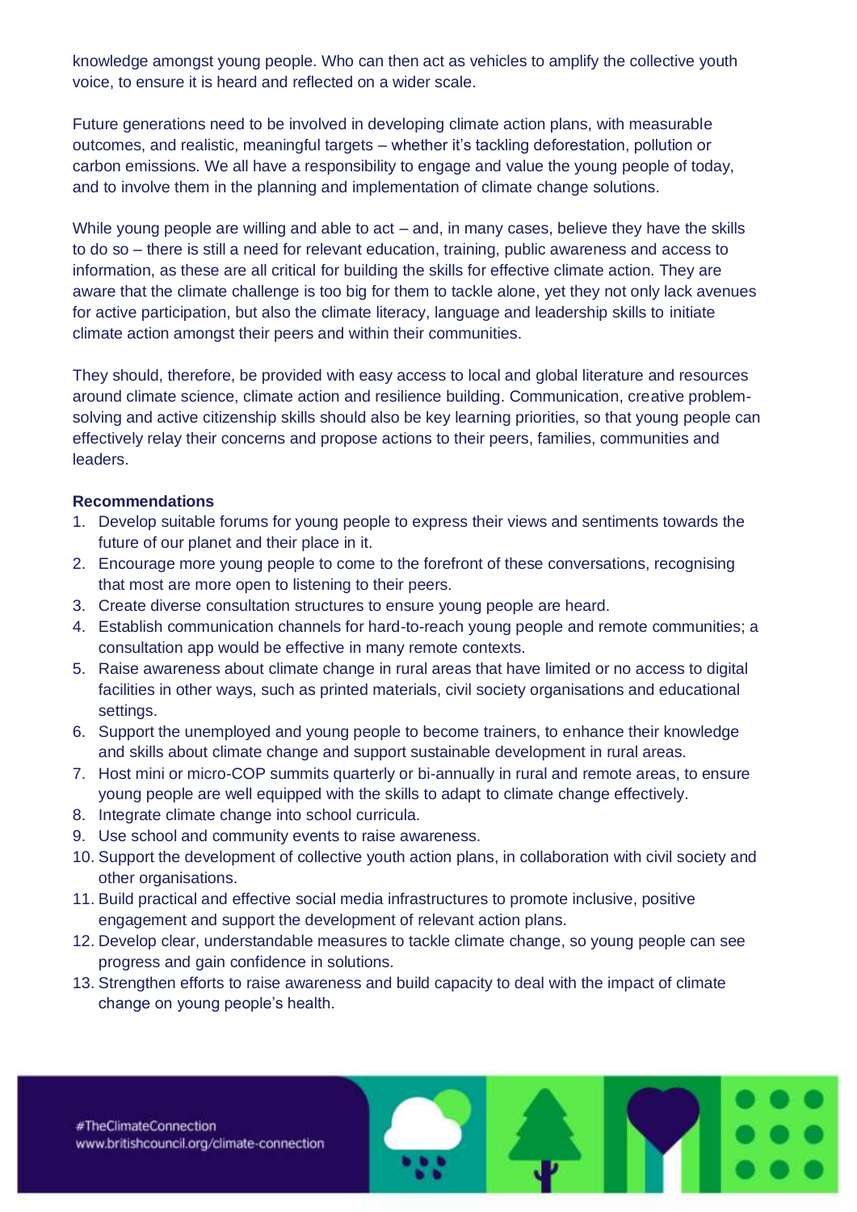knowledge amongst young people. Who can then act as vehicles to amplify the collective youth voice, to ensure it is heard and reflected on a wider scale.

Future generations need to be involved in developing climate action plans, with measurable outcomes, and realistic, meaningful targets – whether it's tackling deforestation, pollution or carbon emissions. We all have a responsibility to engage and value the young people of today, and to involve them in the planning and implementation of climate change solutions.

While young people are willing and able to act – and, in many cases, believe they have the skills to do so – there is still a need for relevant education, training, public awareness and access to information, as these are all critical for building the skills for effective climate action. They are aware that the climate challenge is too big for them to tackle alone, yet they not only lack avenues for active participation, but also the climate literacy, language and leadership skills to initiate climate action amongst their peers and within their communities.

They should, therefore, be provided with easy access to local and global literature and resources around climate science, climate action and resilience building. Communication, creative problem-solving and active citizenship skills should also be key learning priorities, so that young people can effectively relay their concerns and propose actions to their peers, families, communities and leaders.

**Recommendations**

1. Develop suitable forums for young people to express their views and sentiments towards the future of our planet and their place in it.
2. Encourage more young people to come to the forefront of these conversations, recognising that most are more open to listening to their peers.
3. Create diverse consultation structures to ensure young people are heard.
4. Establish communication channels for hard-to-reach young people and remote communities; a consultation app would be effective in many remote contexts.
5. Raise awareness about climate change in rural areas that have limited or no access to digital facilities in other ways, such as printed materials, civil society organisations and educational settings.
6. Support the unemployed and young people to become trainers, to enhance their knowledge and skills about climate change and support sustainable development in rural areas.
7. Host mini or micro-COP summits quarterly or bi-annually in rural and remote areas, to ensure young people are well equipped with the skills to adapt to climate change effectively.
8. Integrate climate change into school curricula.
9. Use school and community events to raise awareness.
10. Support the development of collective youth action plans, in collaboration with civil society and other organisations.
11. Build practical and effective social media infrastructures to promote inclusive, positive engagement and support the development of relevant action plans.
12. Develop clear, understandable measures to tackle climate change, so young people can see progress and gain confidence in solutions.
13. Strengthen efforts to raise awareness and build capacity to deal with the impact of climate change on young people's health.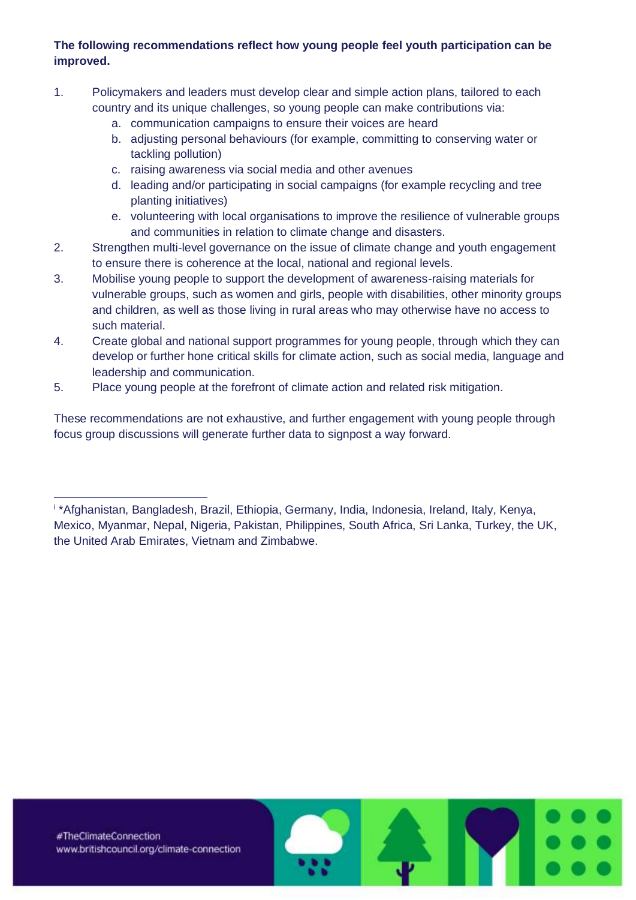**The following recommendations reflect how young people feel youth participation can be improved.**

1. Policymakers and leaders must develop clear and simple action plans, tailored to each country and its unique challenges, so young people can make contributions via:
   a. communication campaigns to ensure their voices are heard
   b. adjusting personal behaviours (for example, committing to conserving water or tackling pollution)
   c. raising awareness via social media and other avenues
   d. leading and/or participating in social campaigns (for example recycling and tree planting initiatives)
   e. volunteering with local organisations to improve the resilience of vulnerable groups and communities in relation to climate change and disasters.
2. Strengthen multi-level governance on the issue of climate change and youth engagement to ensure there is coherence at the local, national and regional levels.
3. Mobilise young people to support the development of awareness-raising materials for vulnerable groups, such as women and girls, people with disabilities, other minority groups and children, as well as those living in rural areas who may otherwise have no access to such material.
4. Create global and national support programmes for young people, through which they can develop or further hone critical skills for climate action, such as social media, language and leadership and communication.
5. Place young people at the forefront of climate action and related risk mitigation.

These recommendations are not exhaustive, and further engagement with young people through focus group discussions will generate further data to signpost a way forward.

---

[i] *Afghanistan, Bangladesh, Brazil, Ethiopia, Germany, India, Indonesia, Ireland, Italy, Kenya, Mexico, Myanmar, Nepal, Nigeria, Pakistan, Philippines, South Africa, Sri Lanka, Turkey, the UK, the United Arab Emirates, Vietnam and Zimbabwe.

#TheClimateConnection
www.britishcouncil.org/climate-connection